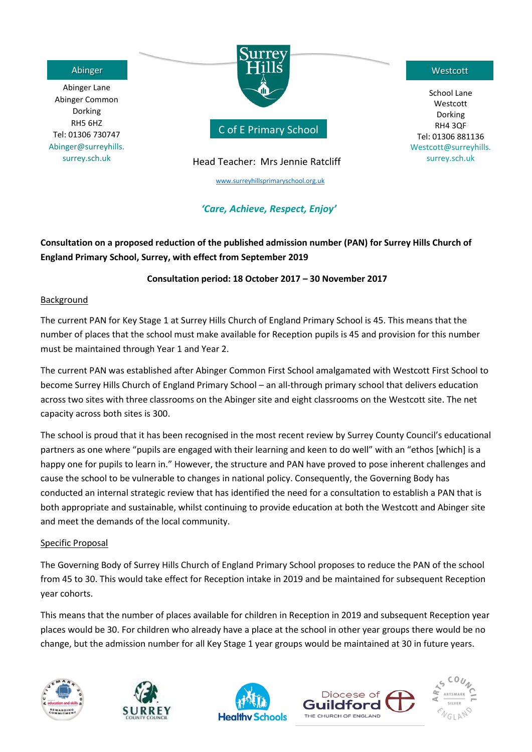Abinger

Abinger Lane
Abinger Common
Dorking
RH5 6HZ
Tel: 01306 730747
Abinger@surreyhills.surrey.sch.uk

Surrey Hills

C of E Primary School

Head Teacher: Mrs Jennie Ratcliff

www.surreyhillsprimaryschool.org.uk

Westcott

School Lane
Westcott
Dorking
RH4 3QF
Tel: 01306 881136
Westcott@surreyhills.surrey.sch.uk

*'Care, Achieve, Respect, Enjoy'*

**Consultation on a proposed reduction of the published admission number (PAN) for Surrey Hills Church of England Primary School, Surrey, with effect from September 2019**

**Consultation period: 18 October 2017 – 30 November 2017**

## Background

The current PAN for Key Stage 1 at Surrey Hills Church of England Primary School is 45. This means that the number of places that the school must make available for Reception pupils is 45 and provision for this number must be maintained through Year 1 and Year 2.

The current PAN was established after Abinger Common First School amalgamated with Westcott First School to become Surrey Hills Church of England Primary School – an all-through primary school that delivers education across two sites with three classrooms on the Abinger site and eight classrooms on the Westcott site. The net capacity across both sites is 300.

The school is proud that it has been recognised in the most recent review by Surrey County Council's educational partners as one where "pupils are engaged with their learning and keen to do well" with an "ethos [which] is a happy one for pupils to learn in." However, the structure and PAN have proved to pose inherent challenges and cause the school to be vulnerable to changes in national policy. Consequently, the Governing Body has conducted an internal strategic review that has identified the need for a consultation to establish a PAN that is both appropriate and sustainable, whilst continuing to provide education at both the Westcott and Abinger site and meet the demands of the local community.

## Specific Proposal

The Governing Body of Surrey Hills Church of England Primary School proposes to reduce the PAN of the school from 45 to 30. This would take effect for Reception intake in 2019 and be maintained for subsequent Reception year cohorts.

This means that the number of places available for children in Reception in 2019 and subsequent Reception year places would be 30. For children who already have a place at the school in other year groups there would be no change, but the admission number for all Key Stage 1 year groups would be maintained at 30 in future years.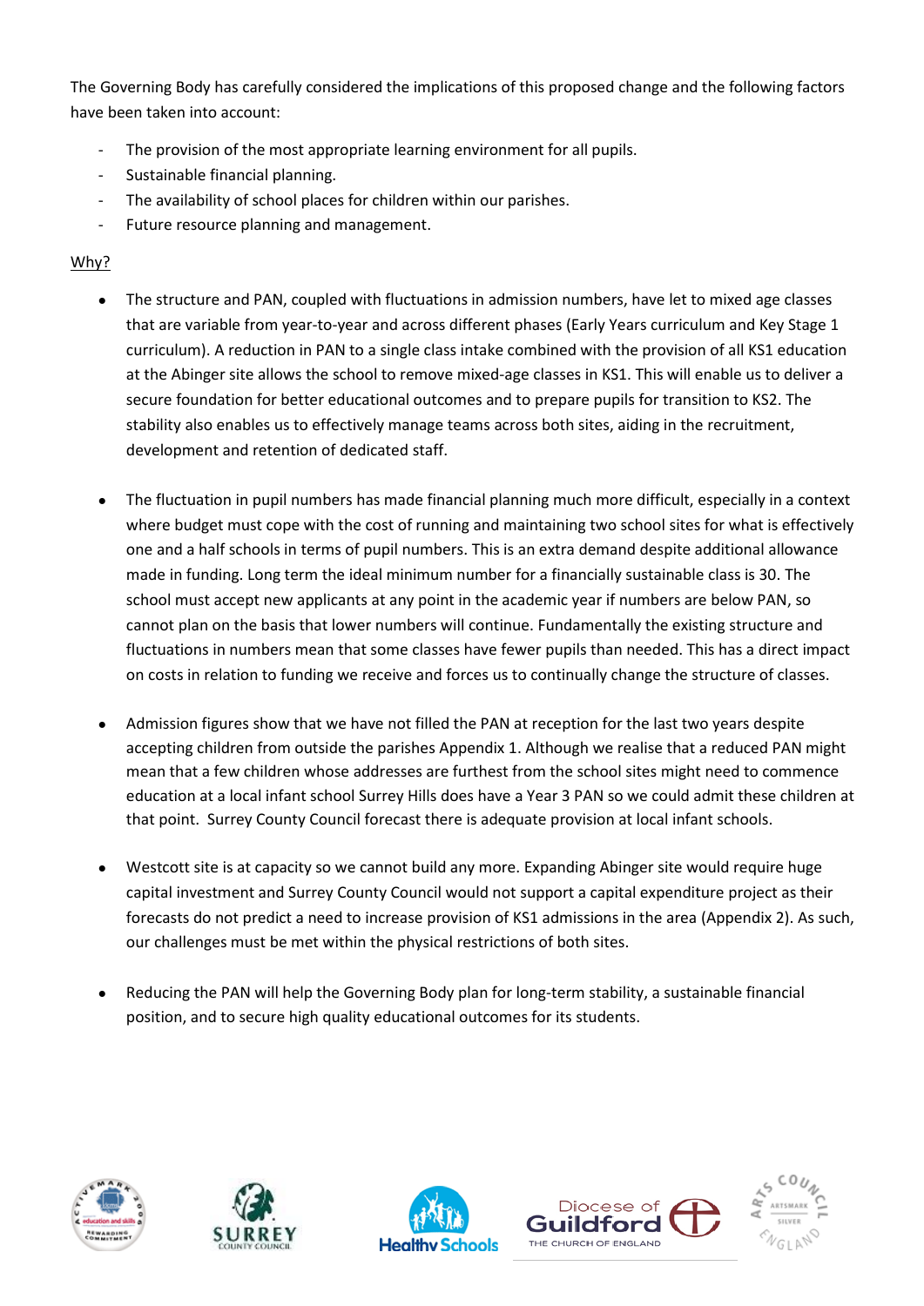The Governing Body has carefully considered the implications of this proposed change and the following factors have been taken into account:

- The provision of the most appropriate learning environment for all pupils.
- Sustainable financial planning.
- The availability of school places for children within our parishes.
- Future resource planning and management.

<u>Why?</u>

- The structure and PAN, coupled with fluctuations in admission numbers, have let to mixed age classes that are variable from year-to-year and across different phases (Early Years curriculum and Key Stage 1 curriculum). A reduction in PAN to a single class intake combined with the provision of all KS1 education at the Abinger site allows the school to remove mixed-age classes in KS1. This will enable us to deliver a secure foundation for better educational outcomes and to prepare pupils for transition to KS2. The stability also enables us to effectively manage teams across both sites, aiding in the recruitment, development and retention of dedicated staff.

- The fluctuation in pupil numbers has made financial planning much more difficult, especially in a context where budget must cope with the cost of running and maintaining two school sites for what is effectively one and a half schools in terms of pupil numbers. This is an extra demand despite additional allowance made in funding. Long term the ideal minimum number for a financially sustainable class is 30. The school must accept new applicants at any point in the academic year if numbers are below PAN, so cannot plan on the basis that lower numbers will continue. Fundamentally the existing structure and fluctuations in numbers mean that some classes have fewer pupils than needed. This has a direct impact on costs in relation to funding we receive and forces us to continually change the structure of classes.

- Admission figures show that we have not filled the PAN at reception for the last two years despite accepting children from outside the parishes Appendix 1. Although we realise that a reduced PAN might mean that a few children whose addresses are furthest from the school sites might need to commence education at a local infant school Surrey Hills does have a Year 3 PAN so we could admit these children at that point. Surrey County Council forecast there is adequate provision at local infant schools.

- Westcott site is at capacity so we cannot build any more. Expanding Abinger site would require huge capital investment and Surrey County Council would not support a capital expenditure project as their forecasts do not predict a need to increase provision of KS1 admissions in the area (Appendix 2). As such, our challenges must be met within the physical restrictions of both sites.

- Reducing the PAN will help the Governing Body plan for long-term stability, a sustainable financial position, and to secure high quality educational outcomes for its students.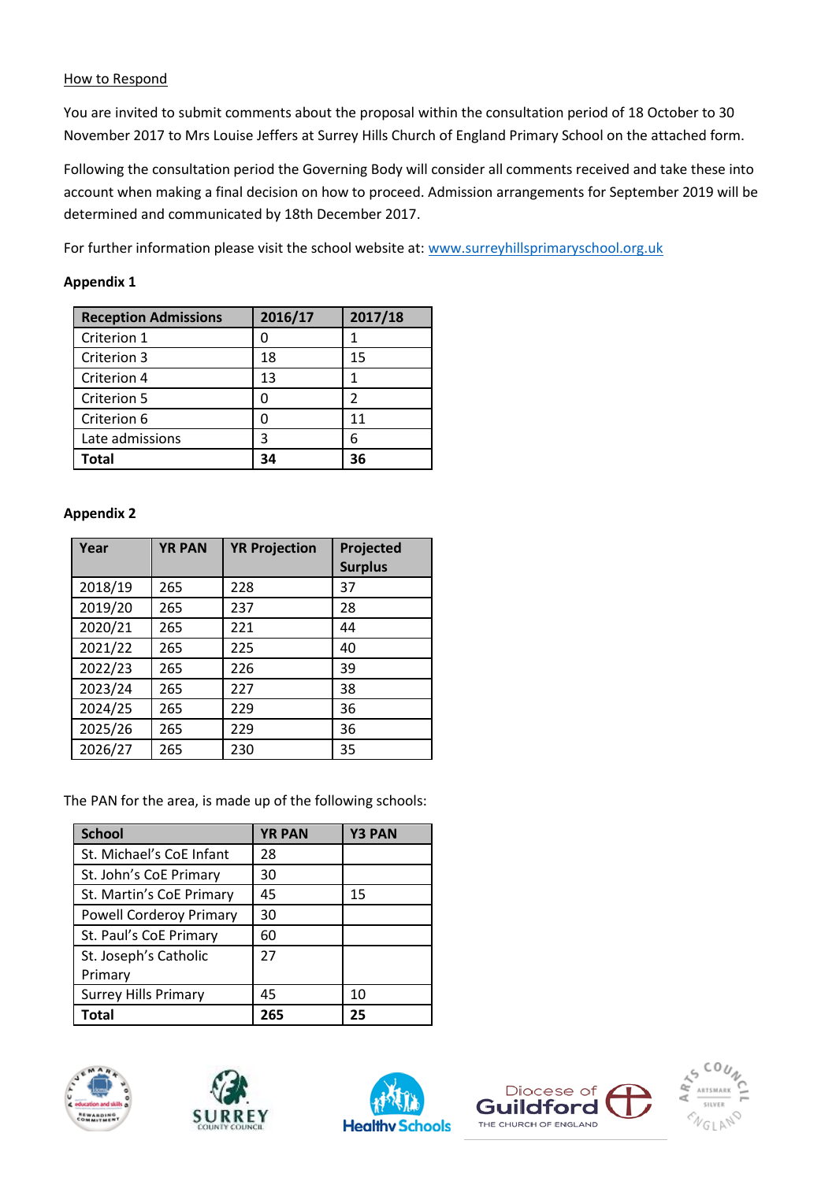How to Respond

You are invited to submit comments about the proposal within the consultation period of 18 October to 30 November 2017 to Mrs Louise Jeffers at Surrey Hills Church of England Primary School on the attached form.

Following the consultation period the Governing Body will consider all comments received and take these into account when making a final decision on how to proceed. Admission arrangements for September 2019 will be determined and communicated by 18th December 2017.

For further information please visit the school website at: [www.surreyhillsprimaryschool.org.uk](http://www.surreyhillsprimaryschool.org.uk)

**Appendix 1**

| Reception Admissions | 2016/17 | 2017/18 |
|---|---|---|
| Criterion 1 | 0 | 1 |
| Criterion 3 | 18 | 15 |
| Criterion 4 | 13 | 1 |
| Criterion 5 | 0 | 2 |
| Criterion 6 | 0 | 11 |
| Late admissions | 3 | 6 |
| **Total** | **34** | **36** |

**Appendix 2**

| Year | YR PAN | YR Projection | Projected Surplus |
|---|---|---|---|
| 2018/19 | 265 | 228 | 37 |
| 2019/20 | 265 | 237 | 28 |
| 2020/21 | 265 | 221 | 44 |
| 2021/22 | 265 | 225 | 40 |
| 2022/23 | 265 | 226 | 39 |
| 2023/24 | 265 | 227 | 38 |
| 2024/25 | 265 | 229 | 36 |
| 2025/26 | 265 | 229 | 36 |
| 2026/27 | 265 | 230 | 35 |

The PAN for the area, is made up of the following schools:

| School | YR PAN | Y3 PAN |
|---|---|---|
| St. Michael's CoE Infant | 28 | |
| St. John's CoE Primary | 30 | |
| St. Martin's CoE Primary | 45 | 15 |
| Powell Corderoy Primary | 30 | |
| St. Paul's CoE Primary | 60 | |
| St. Joseph's Catholic Primary | 27 | |
| Surrey Hills Primary | 45 | 10 |
| **Total** | **265** | **25** |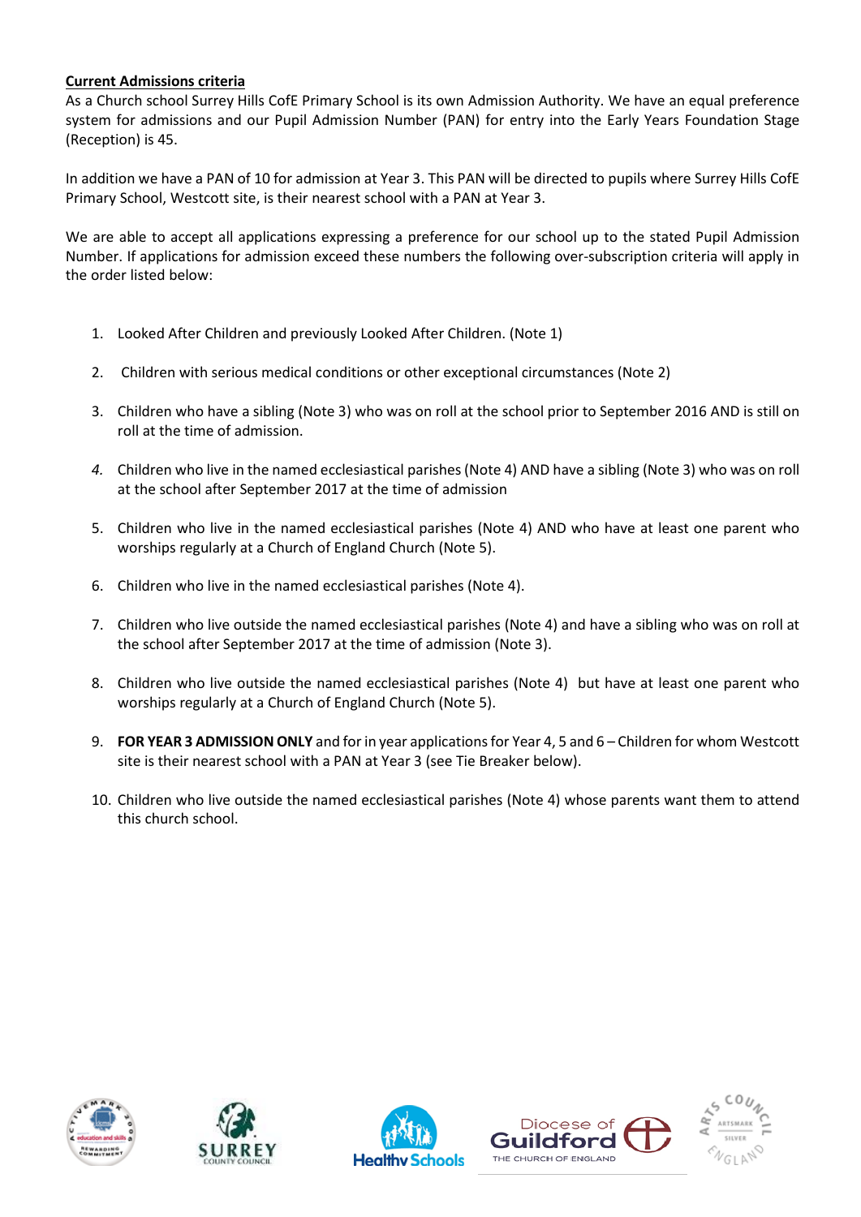**Current Admissions criteria**

As a Church school Surrey Hills CofE Primary School is its own Admission Authority. We have an equal preference system for admissions and our Pupil Admission Number (PAN) for entry into the Early Years Foundation Stage (Reception) is 45.

In addition we have a PAN of 10 for admission at Year 3. This PAN will be directed to pupils where Surrey Hills CofE Primary School, Westcott site, is their nearest school with a PAN at Year 3.

We are able to accept all applications expressing a preference for our school up to the stated Pupil Admission Number. If applications for admission exceed these numbers the following over-subscription criteria will apply in the order listed below:

1. Looked After Children and previously Looked After Children. (Note 1)
2. Children with serious medical conditions or other exceptional circumstances (Note 2)
3. Children who have a sibling (Note 3) who was on roll at the school prior to September 2016 AND is still on roll at the time of admission.
4. Children who live in the named ecclesiastical parishes (Note 4) AND have a sibling (Note 3) who was on roll at the school after September 2017 at the time of admission
5. Children who live in the named ecclesiastical parishes (Note 4) AND who have at least one parent who worships regularly at a Church of England Church (Note 5).
6. Children who live in the named ecclesiastical parishes (Note 4).
7. Children who live outside the named ecclesiastical parishes (Note 4) and have a sibling who was on roll at the school after September 2017 at the time of admission (Note 3).
8. Children who live outside the named ecclesiastical parishes (Note 4) but have at least one parent who worships regularly at a Church of England Church (Note 5).
9. **FOR YEAR 3 ADMISSION ONLY** and for in year applications for Year 4, 5 and 6 – Children for whom Westcott site is their nearest school with a PAN at Year 3 (see Tie Breaker below).
10. Children who live outside the named ecclesiastical parishes (Note 4) whose parents want them to attend this church school.